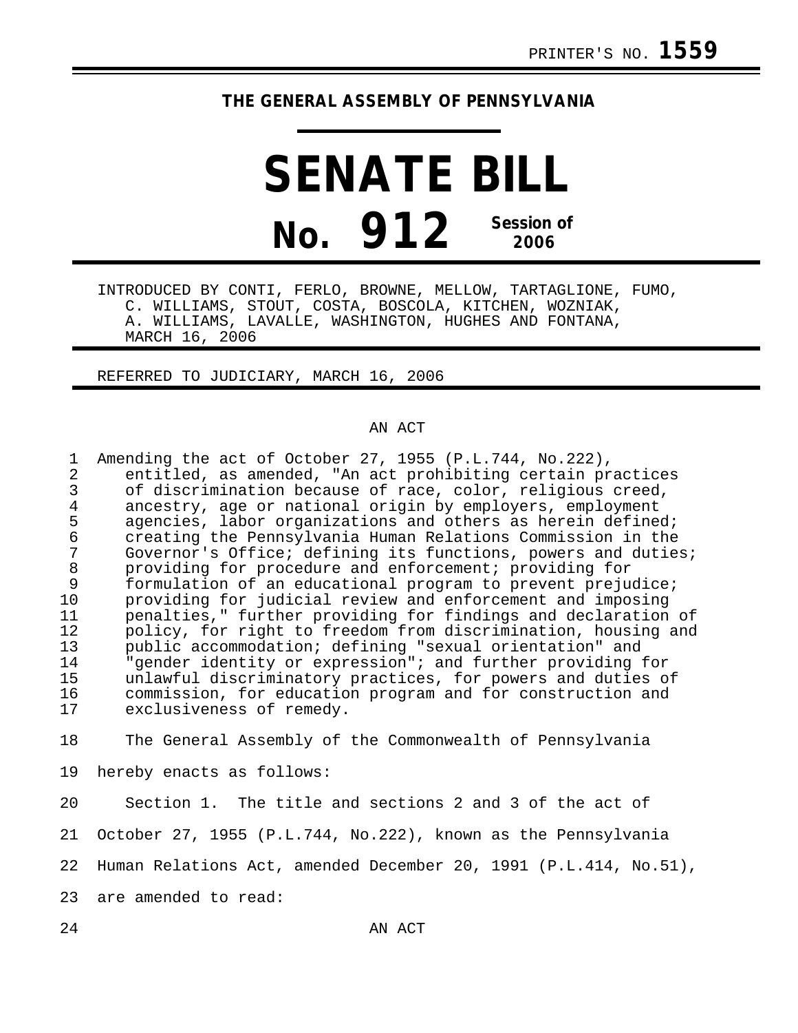PRINTER'S NO. **1559**

# THE GENERAL ASSEMBLY OF PENNSYLVANIA

# SENATE BILL

## No. 912 Session of 2006

INTRODUCED BY CONTI, FERLO, BROWNE, MELLOW, TARTAGLIONE, FUMO, C. WILLIAMS, STOUT, COSTA, BOSCOLA, KITCHEN, WOZNIAK, A. WILLIAMS, LAVALLE, WASHINGTON, HUGHES AND FONTANA, MARCH 16, 2006

REFERRED TO JUDICIARY, MARCH 16, 2006

AN ACT

1 Amending the act of October 27, 1955 (P.L.744, No.222),
2 entitled, as amended, "An act prohibiting certain practices
3 of discrimination because of race, color, religious creed,
4 ancestry, age or national origin by employers, employment
5 agencies, labor organizations and others as herein defined;
6 creating the Pennsylvania Human Relations Commission in the
7 Governor's Office; defining its functions, powers and duties;
8 providing for procedure and enforcement; providing for
9 formulation of an educational program to prevent prejudice;
10 providing for judicial review and enforcement and imposing
11 penalties," further providing for findings and declaration of
12 policy, for right to freedom from discrimination, housing and
13 public accommodation; defining "sexual orientation" and
14 "gender identity or expression"; and further providing for
15 unlawful discriminatory practices, for powers and duties of
16 commission, for education program and for construction and
17 exclusiveness of remedy.

18 The General Assembly of the Commonwealth of Pennsylvania
19 hereby enacts as follows:

20 Section 1. The title and sections 2 and 3 of the act of
21 October 27, 1955 (P.L.744, No.222), known as the Pennsylvania
22 Human Relations Act, amended December 20, 1991 (P.L.414, No.51),
23 are amended to read:

24 AN ACT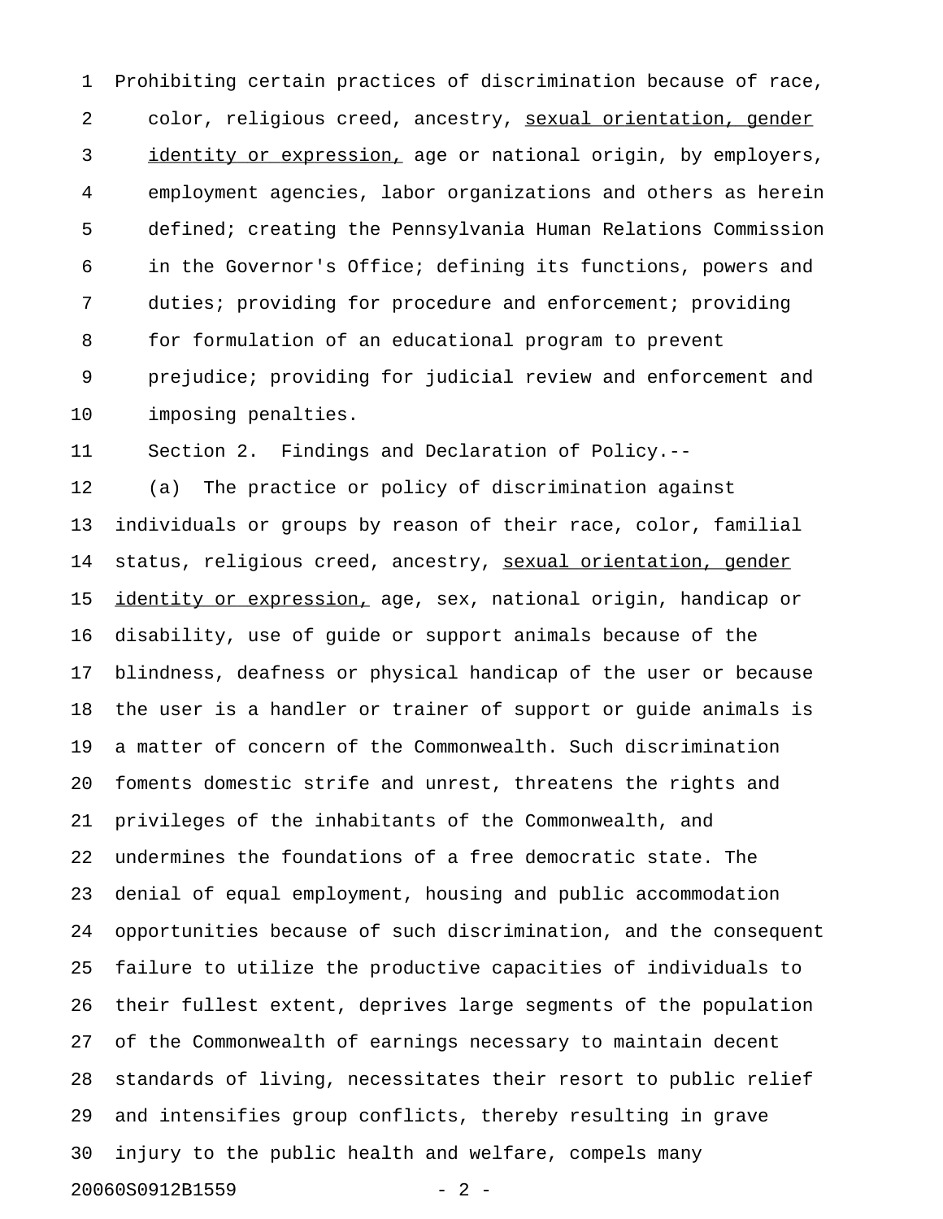Prohibiting certain practices of discrimination because of race, color, religious creed, ancestry, <u>sexual orientation, gender identity or expression,</u> age or national origin, by employers, employment agencies, labor organizations and others as herein defined; creating the Pennsylvania Human Relations Commission in the Governor's Office; defining its functions, powers and duties; providing for procedure and enforcement; providing for formulation of an educational program to prevent prejudice; providing for judicial review and enforcement and imposing penalties.

Section 2. Findings and Declaration of Policy.--

(a) The practice or policy of discrimination against individuals or groups by reason of their race, color, familial status, religious creed, ancestry, <u>sexual orientation, gender identity or expression,</u> age, sex, national origin, handicap or disability, use of guide or support animals because of the blindness, deafness or physical handicap of the user or because the user is a handler or trainer of support or guide animals is a matter of concern of the Commonwealth. Such discrimination foments domestic strife and unrest, threatens the rights and privileges of the inhabitants of the Commonwealth, and undermines the foundations of a free democratic state. The denial of equal employment, housing and public accommodation opportunities because of such discrimination, and the consequent failure to utilize the productive capacities of individuals to their fullest extent, deprives large segments of the population of the Commonwealth of earnings necessary to maintain decent standards of living, necessitates their resort to public relief and intensifies group conflicts, thereby resulting in grave injury to the public health and welfare, compels many

20060S0912B1559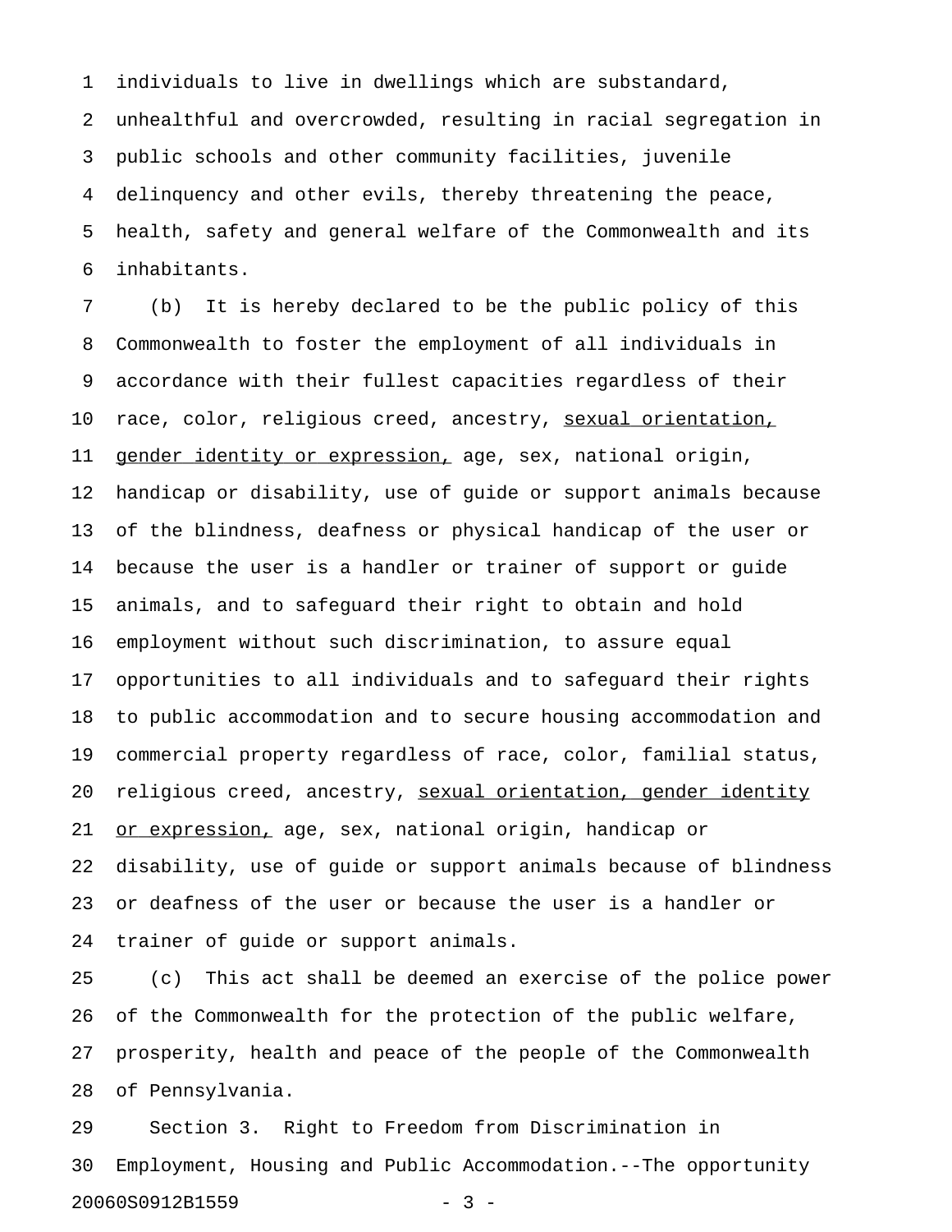individuals to live in dwellings which are substandard, unhealthful and overcrowded, resulting in racial segregation in public schools and other community facilities, juvenile delinquency and other evils, thereby threatening the peace, health, safety and general welfare of the Commonwealth and its inhabitants.

(b) It is hereby declared to be the public policy of this Commonwealth to foster the employment of all individuals in accordance with their fullest capacities regardless of their race, color, religious creed, ancestry, <u>sexual orientation, gender identity or expression,</u> age, sex, national origin, handicap or disability, use of guide or support animals because of the blindness, deafness or physical handicap of the user or because the user is a handler or trainer of support or guide animals, and to safeguard their right to obtain and hold employment without such discrimination, to assure equal opportunities to all individuals and to safeguard their rights to public accommodation and to secure housing accommodation and commercial property regardless of race, color, familial status, religious creed, ancestry, <u>sexual orientation, gender identity or expression,</u> age, sex, national origin, handicap or disability, use of guide or support animals because of blindness or deafness of the user or because the user is a handler or trainer of guide or support animals.

(c) This act shall be deemed an exercise of the police power of the Commonwealth for the protection of the public welfare, prosperity, health and peace of the people of the Commonwealth of Pennsylvania.

Section 3. Right to Freedom from Discrimination in Employment, Housing and Public Accommodation.--The opportunity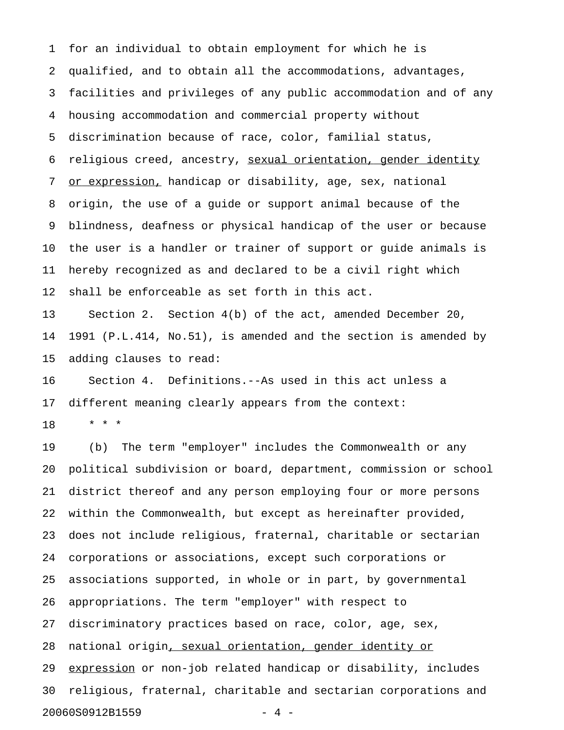for an individual to obtain employment for which he is qualified, and to obtain all the accommodations, advantages, facilities and privileges of any public accommodation and of any housing accommodation and commercial property without discrimination because of race, color, familial status, religious creed, ancestry, <u>sexual orientation, gender identity or expression,</u> handicap or disability, age, sex, national origin, the use of a guide or support animal because of the blindness, deafness or physical handicap of the user or because the user is a handler or trainer of support or guide animals is hereby recognized as and declared to be a civil right which shall be enforceable as set forth in this act.

Section 2. Section 4(b) of the act, amended December 20, 1991 (P.L.414, No.51), is amended and the section is amended by adding clauses to read:

Section 4. Definitions.--As used in this act unless a different meaning clearly appears from the context:

\* \* \*

(b) The term "employer" includes the Commonwealth or any political subdivision or board, department, commission or school district thereof and any person employing four or more persons within the Commonwealth, but except as hereinafter provided, does not include religious, fraternal, charitable or sectarian corporations or associations, except such corporations or associations supported, in whole or in part, by governmental appropriations. The term "employer" with respect to discriminatory practices based on race, color, age, sex, national origin<u>, sexual orientation, gender identity or expression</u> or non-job related handicap or disability, includes religious, fraternal, charitable and sectarian corporations and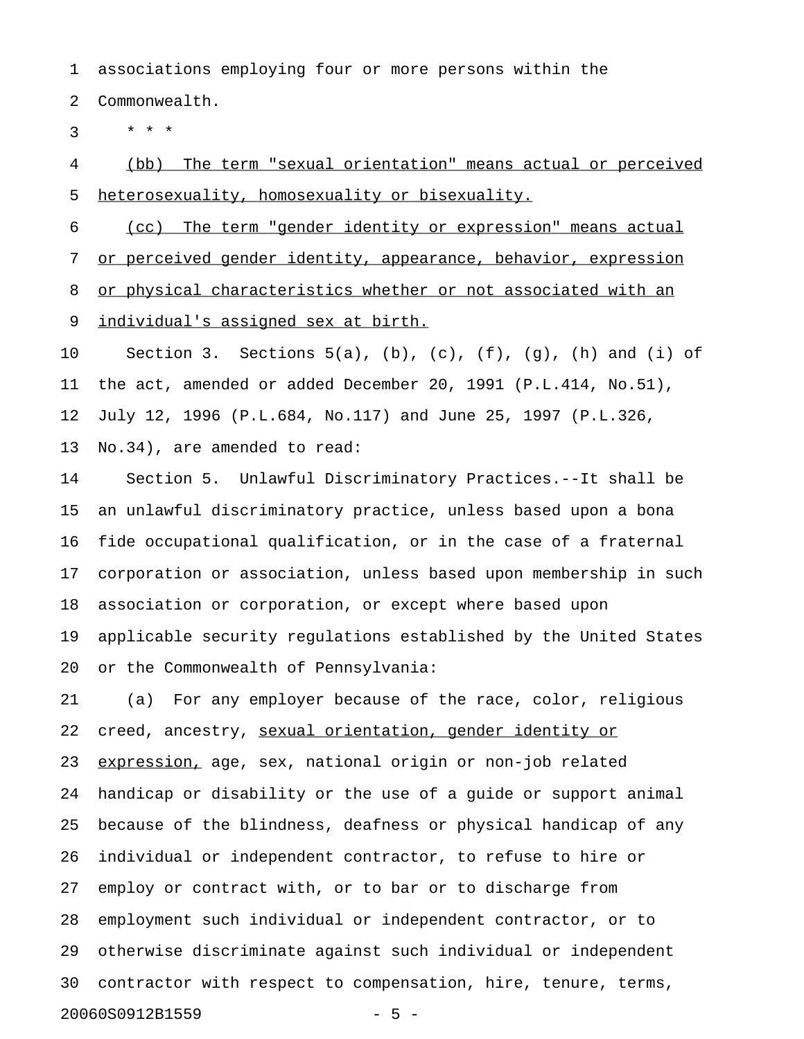associations employing four or more persons within the Commonwealth.

\* \* \*

<u>(bb) The term "sexual orientation" means actual or perceived heterosexuality, homosexuality or bisexuality.</u>

<u>(cc) The term "gender identity or expression" means actual or perceived gender identity, appearance, behavior, expression or physical characteristics whether or not associated with an individual's assigned sex at birth.</u>

Section 3. Sections 5(a), (b), (c), (f), (g), (h) and (i) of the act, amended or added December 20, 1991 (P.L.414, No.51), July 12, 1996 (P.L.684, No.117) and June 25, 1997 (P.L.326, No.34), are amended to read:

Section 5. Unlawful Discriminatory Practices.--It shall be an unlawful discriminatory practice, unless based upon a bona fide occupational qualification, or in the case of a fraternal corporation or association, unless based upon membership in such association or corporation, or except where based upon applicable security regulations established by the United States or the Commonwealth of Pennsylvania:

(a) For any employer because of the race, color, religious creed, ancestry, <u>sexual orientation, gender identity or expression,</u> age, sex, national origin or non-job related handicap or disability or the use of a guide or support animal because of the blindness, deafness or physical handicap of any individual or independent contractor, to refuse to hire or employ or contract with, or to bar or to discharge from employment such individual or independent contractor, or to otherwise discriminate against such individual or independent contractor with respect to compensation, hire, tenure, terms,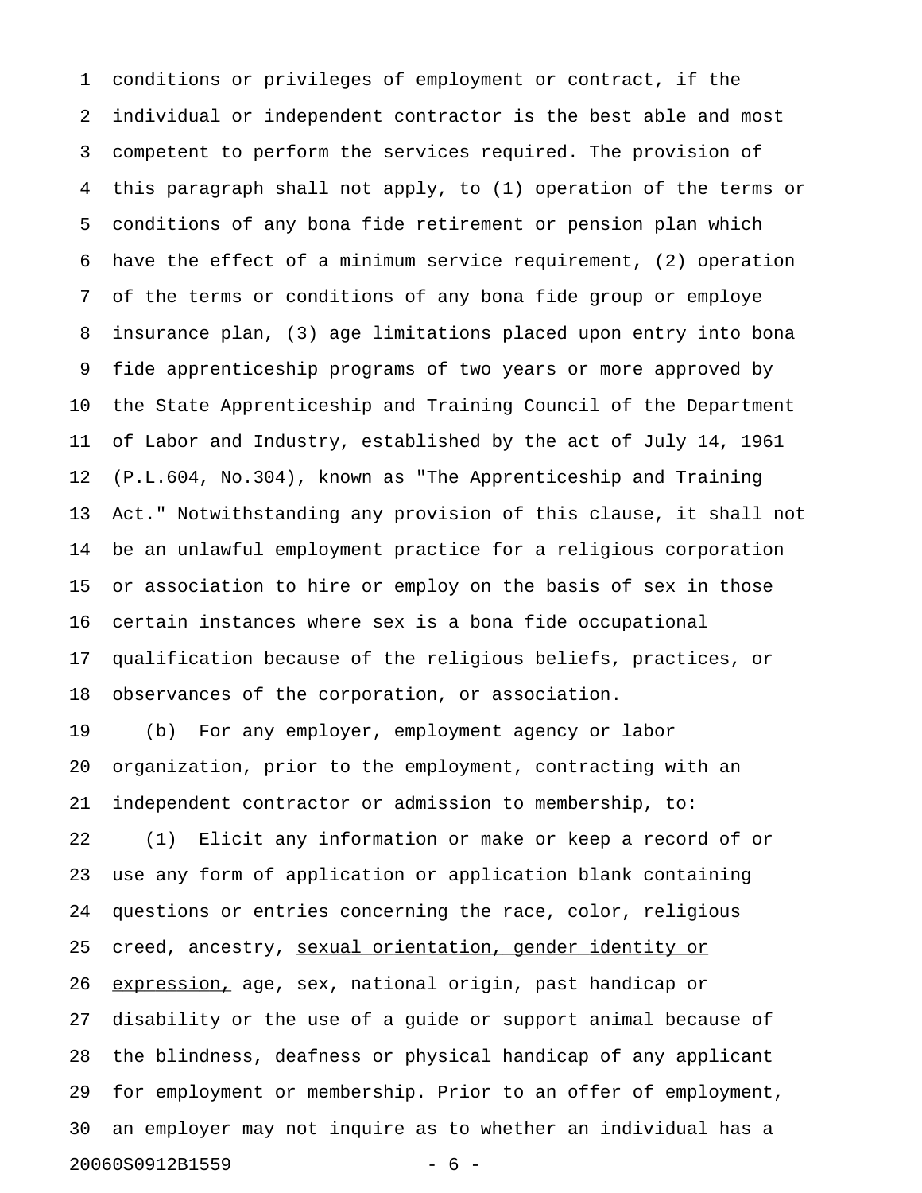conditions or privileges of employment or contract, if the individual or independent contractor is the best able and most competent to perform the services required. The provision of this paragraph shall not apply, to (1) operation of the terms or conditions of any bona fide retirement or pension plan which have the effect of a minimum service requirement, (2) operation of the terms or conditions of any bona fide group or employe insurance plan, (3) age limitations placed upon entry into bona fide apprenticeship programs of two years or more approved by the State Apprenticeship and Training Council of the Department of Labor and Industry, established by the act of July 14, 1961 (P.L.604, No.304), known as "The Apprenticeship and Training Act." Notwithstanding any provision of this clause, it shall not be an unlawful employment practice for a religious corporation or association to hire or employ on the basis of sex in those certain instances where sex is a bona fide occupational qualification because of the religious beliefs, practices, or observances of the corporation, or association.

(b) For any employer, employment agency or labor organization, prior to the employment, contracting with an independent contractor or admission to membership, to:

(1) Elicit any information or make or keep a record of or use any form of application or application blank containing questions or entries concerning the race, color, religious creed, ancestry, <u>sexual orientation, gender identity or expression,</u> age, sex, national origin, past handicap or disability or the use of a guide or support animal because of the blindness, deafness or physical handicap of any applicant for employment or membership. Prior to an offer of employment, an employer may not inquire as to whether an individual has a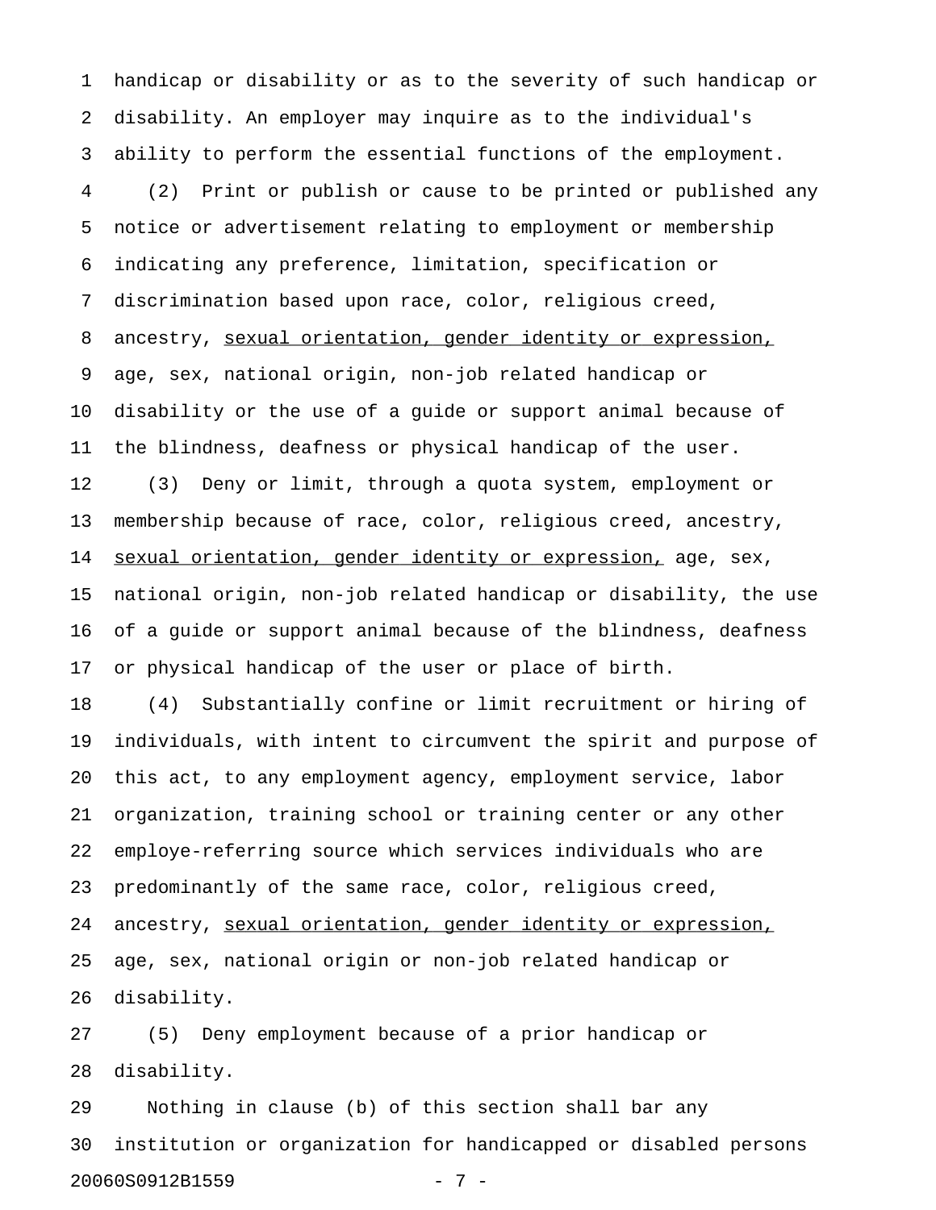handicap or disability or as to the severity of such handicap or disability. An employer may inquire as to the individual's ability to perform the essential functions of the employment.

(2) Print or publish or cause to be printed or published any notice or advertisement relating to employment or membership indicating any preference, limitation, specification or discrimination based upon race, color, religious creed, ancestry, <u>sexual orientation, gender identity or expression,</u> age, sex, national origin, non-job related handicap or disability or the use of a guide or support animal because of the blindness, deafness or physical handicap of the user.

(3) Deny or limit, through a quota system, employment or membership because of race, color, religious creed, ancestry, <u>sexual orientation, gender identity or expression,</u> age, sex, national origin, non-job related handicap or disability, the use of a guide or support animal because of the blindness, deafness or physical handicap of the user or place of birth.

(4) Substantially confine or limit recruitment or hiring of individuals, with intent to circumvent the spirit and purpose of this act, to any employment agency, employment service, labor organization, training school or training center or any other employe-referring source which services individuals who are predominantly of the same race, color, religious creed, ancestry, <u>sexual orientation, gender identity or expression,</u> age, sex, national origin or non-job related handicap or disability.

(5) Deny employment because of a prior handicap or disability.

Nothing in clause (b) of this section shall bar any institution or organization for handicapped or disabled persons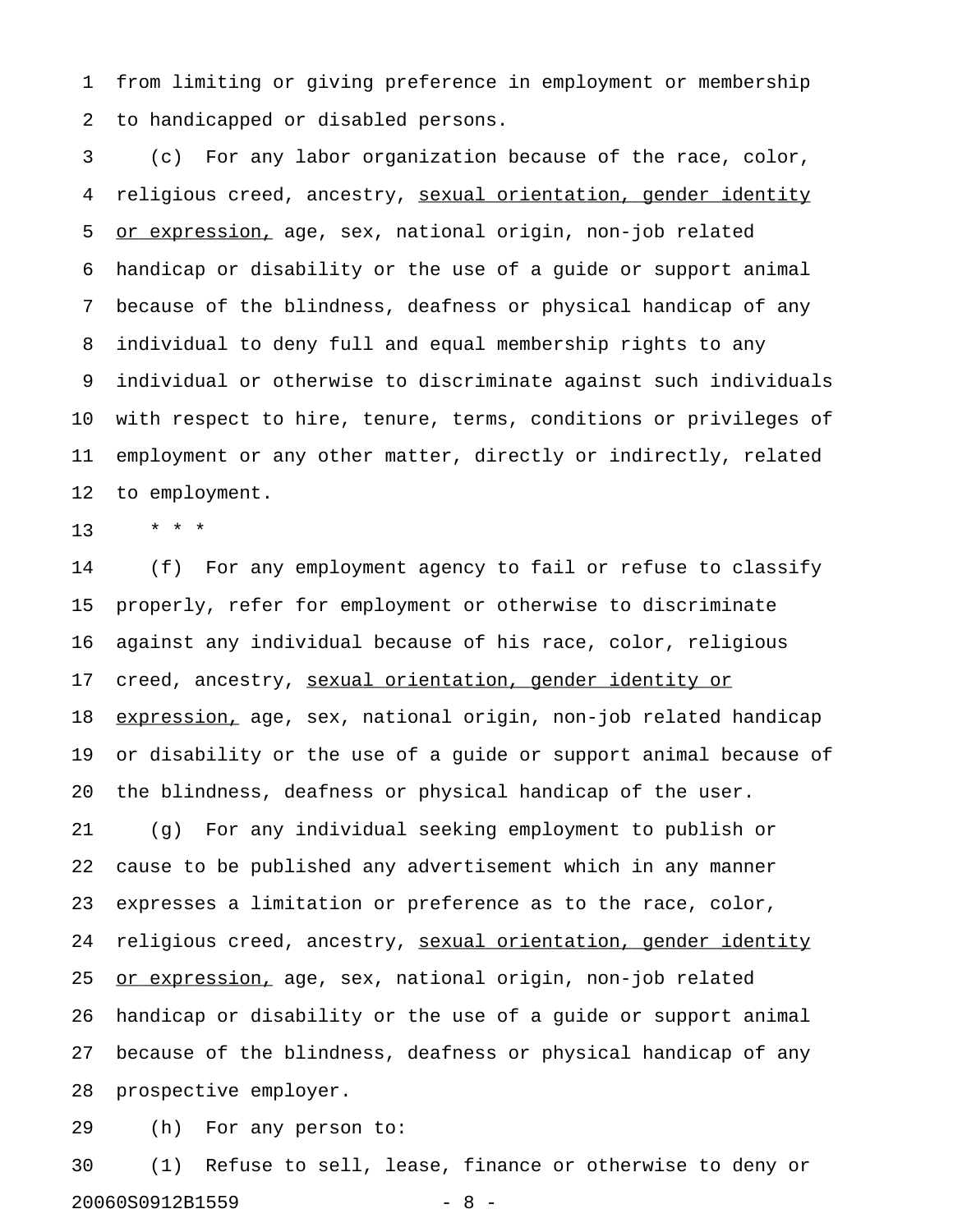from limiting or giving preference in employment or membership to handicapped or disabled persons.

(c) For any labor organization because of the race, color, religious creed, ancestry, <u>sexual orientation, gender identity or expression,</u> age, sex, national origin, non-job related handicap or disability or the use of a guide or support animal because of the blindness, deafness or physical handicap of any individual to deny full and equal membership rights to any individual or otherwise to discriminate against such individuals with respect to hire, tenure, terms, conditions or privileges of employment or any other matter, directly or indirectly, related to employment.

\* \* \*

(f) For any employment agency to fail or refuse to classify properly, refer for employment or otherwise to discriminate against any individual because of his race, color, religious creed, ancestry, <u>sexual orientation, gender identity or expression,</u> age, sex, national origin, non-job related handicap or disability or the use of a guide or support animal because of the blindness, deafness or physical handicap of the user.

(g) For any individual seeking employment to publish or cause to be published any advertisement which in any manner expresses a limitation or preference as to the race, color, religious creed, ancestry, <u>sexual orientation, gender identity or expression,</u> age, sex, national origin, non-job related handicap or disability or the use of a guide or support animal because of the blindness, deafness or physical handicap of any prospective employer.

(h) For any person to:

(1) Refuse to sell, lease, finance or otherwise to deny or

20060S0912B1559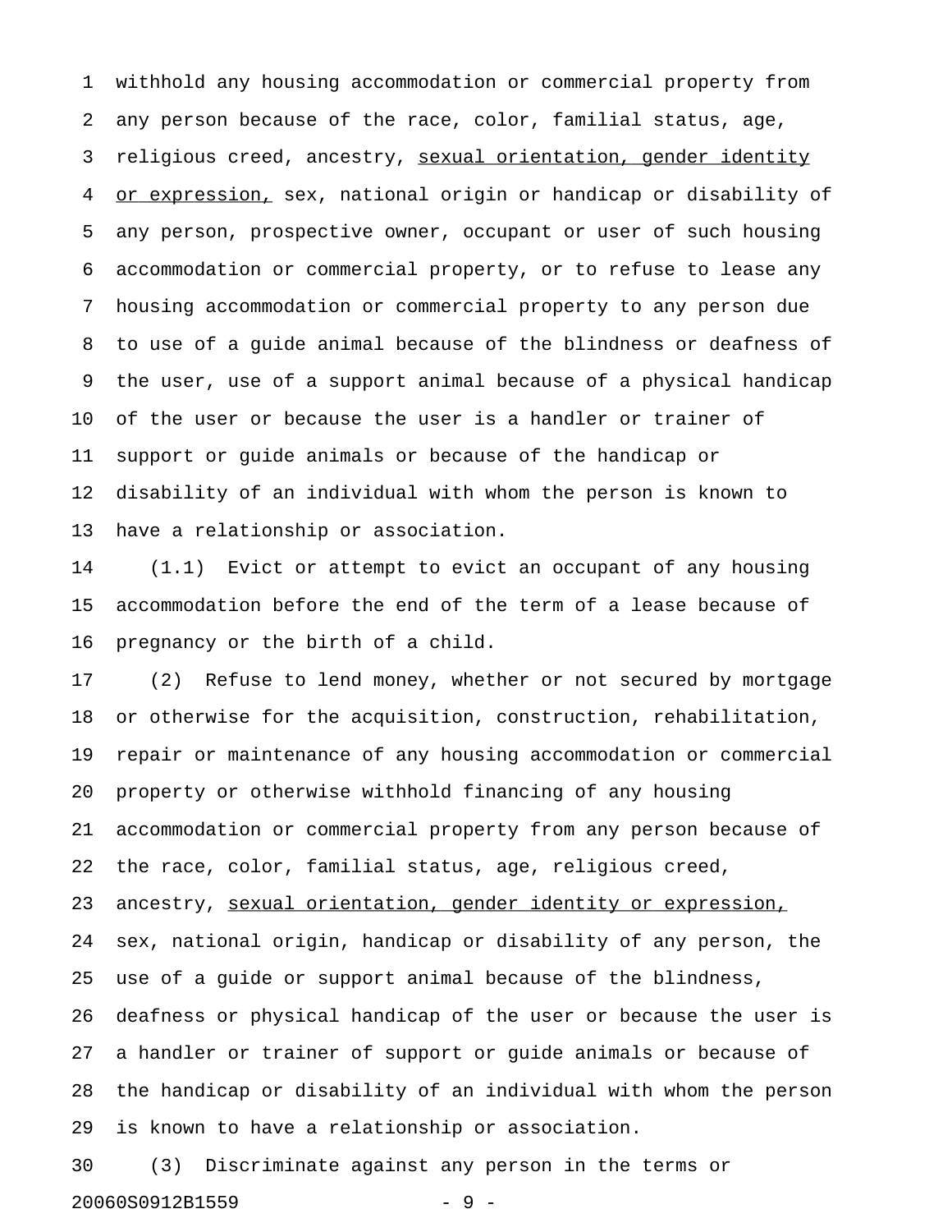withhold any housing accommodation or commercial property from any person because of the race, color, familial status, age, religious creed, ancestry, <u>sexual orientation, gender identity or expression,</u> sex, national origin or handicap or disability of any person, prospective owner, occupant or user of such housing accommodation or commercial property, or to refuse to lease any housing accommodation or commercial property to any person due to use of a guide animal because of the blindness or deafness of the user, use of a support animal because of a physical handicap of the user or because the user is a handler or trainer of support or guide animals or because of the handicap or disability of an individual with whom the person is known to have a relationship or association.

(1.1) Evict or attempt to evict an occupant of any housing accommodation before the end of the term of a lease because of pregnancy or the birth of a child.

(2) Refuse to lend money, whether or not secured by mortgage or otherwise for the acquisition, construction, rehabilitation, repair or maintenance of any housing accommodation or commercial property or otherwise withhold financing of any housing accommodation or commercial property from any person because of the race, color, familial status, age, religious creed, ancestry, <u>sexual orientation, gender identity or expression,</u> sex, national origin, handicap or disability of any person, the use of a guide or support animal because of the blindness, deafness or physical handicap of the user or because the user is a handler or trainer of support or guide animals or because of the handicap or disability of an individual with whom the person is known to have a relationship or association.

(3) Discriminate against any person in the terms or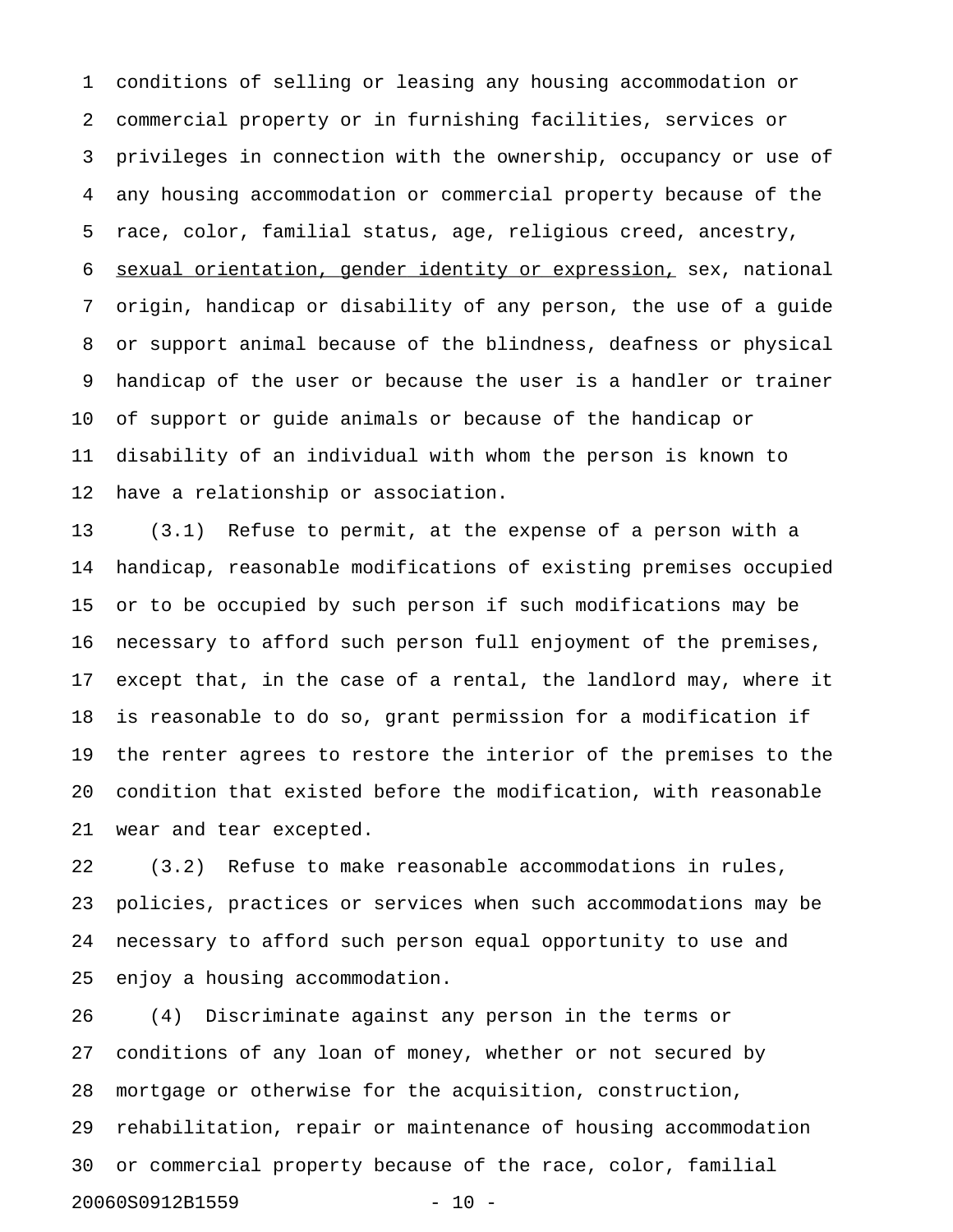conditions of selling or leasing any housing accommodation or commercial property or in furnishing facilities, services or privileges in connection with the ownership, occupancy or use of any housing accommodation or commercial property because of the race, color, familial status, age, religious creed, ancestry, <u>sexual orientation, gender identity or expression,</u> sex, national origin, handicap or disability of any person, the use of a guide or support animal because of the blindness, deafness or physical handicap of the user or because the user is a handler or trainer of support or guide animals or because of the handicap or disability of an individual with whom the person is known to have a relationship or association.

(3.1) Refuse to permit, at the expense of a person with a handicap, reasonable modifications of existing premises occupied or to be occupied by such person if such modifications may be necessary to afford such person full enjoyment of the premises, except that, in the case of a rental, the landlord may, where it is reasonable to do so, grant permission for a modification if the renter agrees to restore the interior of the premises to the condition that existed before the modification, with reasonable wear and tear excepted.

(3.2) Refuse to make reasonable accommodations in rules, policies, practices or services when such accommodations may be necessary to afford such person equal opportunity to use and enjoy a housing accommodation.

(4) Discriminate against any person in the terms or conditions of any loan of money, whether or not secured by mortgage or otherwise for the acquisition, construction, rehabilitation, repair or maintenance of housing accommodation or commercial property because of the race, color, familial

20060S0912B1559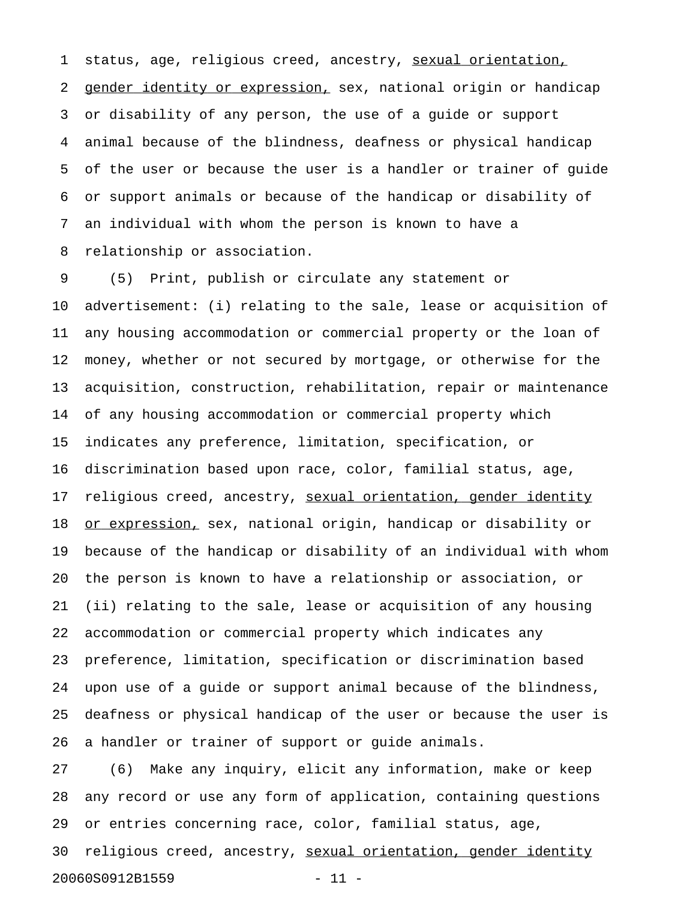status, age, religious creed, ancestry, <u>sexual orientation, gender identity or expression,</u> sex, national origin or handicap or disability of any person, the use of a guide or support animal because of the blindness, deafness or physical handicap of the user or because the user is a handler or trainer of guide or support animals or because of the handicap or disability of an individual with whom the person is known to have a relationship or association.

(5) Print, publish or circulate any statement or advertisement: (i) relating to the sale, lease or acquisition of any housing accommodation or commercial property or the loan of money, whether or not secured by mortgage, or otherwise for the acquisition, construction, rehabilitation, repair or maintenance of any housing accommodation or commercial property which indicates any preference, limitation, specification, or discrimination based upon race, color, familial status, age, religious creed, ancestry, <u>sexual orientation, gender identity or expression,</u> sex, national origin, handicap or disability or because of the handicap or disability of an individual with whom the person is known to have a relationship or association, or (ii) relating to the sale, lease or acquisition of any housing accommodation or commercial property which indicates any preference, limitation, specification or discrimination based upon use of a guide or support animal because of the blindness, deafness or physical handicap of the user or because the user is a handler or trainer of support or guide animals.

(6) Make any inquiry, elicit any information, make or keep any record or use any form of application, containing questions or entries concerning race, color, familial status, age, religious creed, ancestry, <u>sexual orientation, gender identity</u>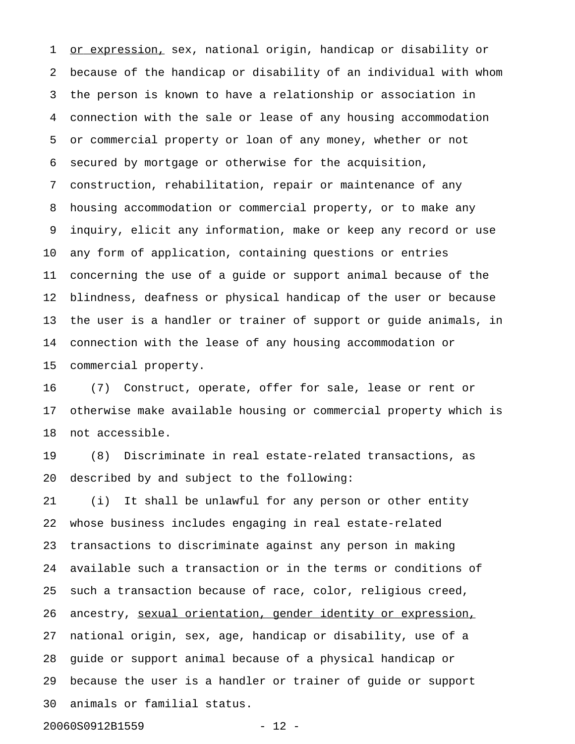or expression, sex, national origin, handicap or disability or because of the handicap or disability of an individual with whom the person is known to have a relationship or association in connection with the sale or lease of any housing accommodation or commercial property or loan of any money, whether or not secured by mortgage or otherwise for the acquisition, construction, rehabilitation, repair or maintenance of any housing accommodation or commercial property, or to make any inquiry, elicit any information, make or keep any record or use any form of application, containing questions or entries concerning the use of a guide or support animal because of the blindness, deafness or physical handicap of the user or because the user is a handler or trainer of support or guide animals, in connection with the lease of any housing accommodation or commercial property.

(7) Construct, operate, offer for sale, lease or rent or otherwise make available housing or commercial property which is not accessible.

(8) Discriminate in real estate-related transactions, as described by and subject to the following:

(i) It shall be unlawful for any person or other entity whose business includes engaging in real estate-related transactions to discriminate against any person in making available such a transaction or in the terms or conditions of such a transaction because of race, color, religious creed, ancestry, sexual orientation, gender identity or expression, national origin, sex, age, handicap or disability, use of a guide or support animal because of a physical handicap or because the user is a handler or trainer of guide or support animals or familial status.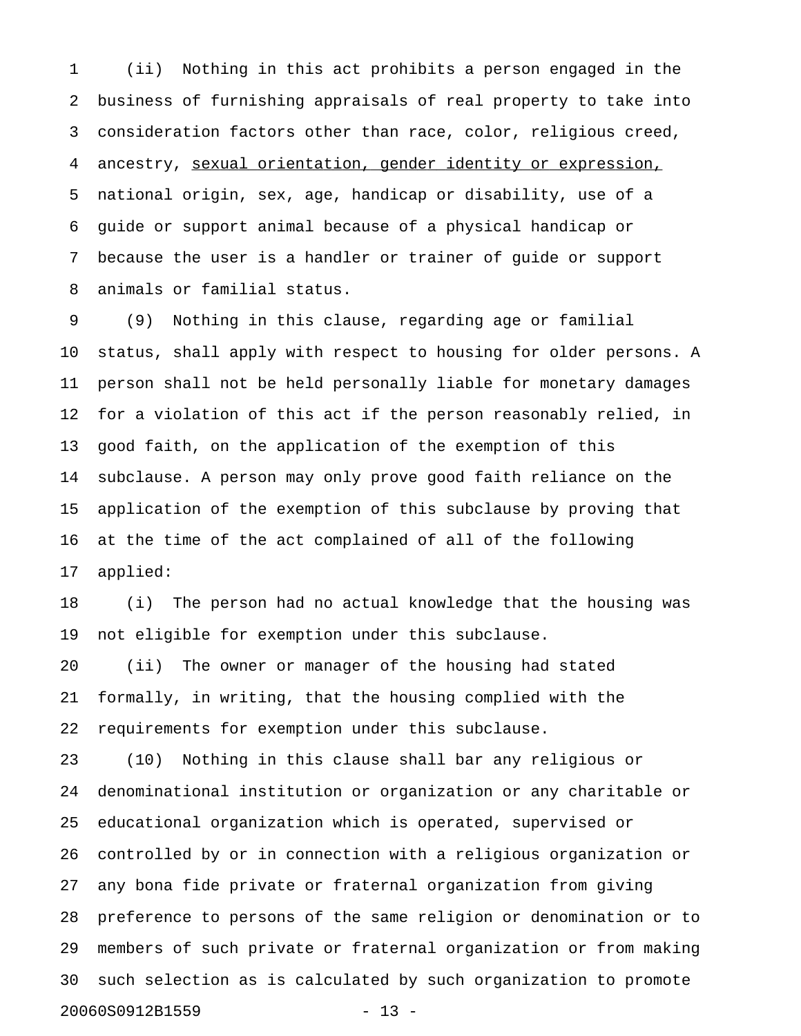(ii) Nothing in this act prohibits a person engaged in the business of furnishing appraisals of real property to take into consideration factors other than race, color, religious creed, ancestry, <u>sexual orientation, gender identity or expression,</u> national origin, sex, age, handicap or disability, use of a guide or support animal because of a physical handicap or because the user is a handler or trainer of guide or support animals or familial status.

(9) Nothing in this clause, regarding age or familial status, shall apply with respect to housing for older persons. A person shall not be held personally liable for monetary damages for a violation of this act if the person reasonably relied, in good faith, on the application of the exemption of this subclause. A person may only prove good faith reliance on the application of the exemption of this subclause by proving that at the time of the act complained of all of the following applied:

(i) The person had no actual knowledge that the housing was not eligible for exemption under this subclause.

(ii) The owner or manager of the housing had stated formally, in writing, that the housing complied with the requirements for exemption under this subclause.

(10) Nothing in this clause shall bar any religious or denominational institution or organization or any charitable or educational organization which is operated, supervised or controlled by or in connection with a religious organization or any bona fide private or fraternal organization from giving preference to persons of the same religion or denomination or to members of such private or fraternal organization or from making such selection as is calculated by such organization to promote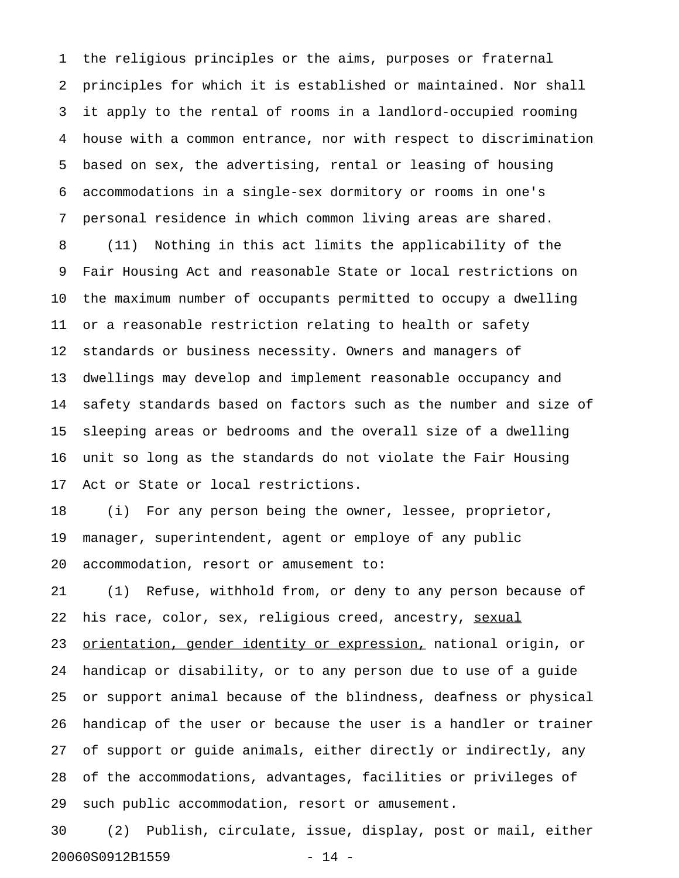the religious principles or the aims, purposes or fraternal principles for which it is established or maintained. Nor shall it apply to the rental of rooms in a landlord-occupied rooming house with a common entrance, nor with respect to discrimination based on sex, the advertising, rental or leasing of housing accommodations in a single-sex dormitory or rooms in one's personal residence in which common living areas are shared.

(11) Nothing in this act limits the applicability of the Fair Housing Act and reasonable State or local restrictions on the maximum number of occupants permitted to occupy a dwelling or a reasonable restriction relating to health or safety standards or business necessity. Owners and managers of dwellings may develop and implement reasonable occupancy and safety standards based on factors such as the number and size of sleeping areas or bedrooms and the overall size of a dwelling unit so long as the standards do not violate the Fair Housing Act or State or local restrictions.

(i) For any person being the owner, lessee, proprietor, manager, superintendent, agent or employe of any public accommodation, resort or amusement to:

(1) Refuse, withhold from, or deny to any person because of his race, color, sex, religious creed, ancestry, <u>sexual orientation, gender identity or expression,</u> national origin, or handicap or disability, or to any person due to use of a guide or support animal because of the blindness, deafness or physical handicap of the user or because the user is a handler or trainer of support or guide animals, either directly or indirectly, any of the accommodations, advantages, facilities or privileges of such public accommodation, resort or amusement.

(2) Publish, circulate, issue, display, post or mail, either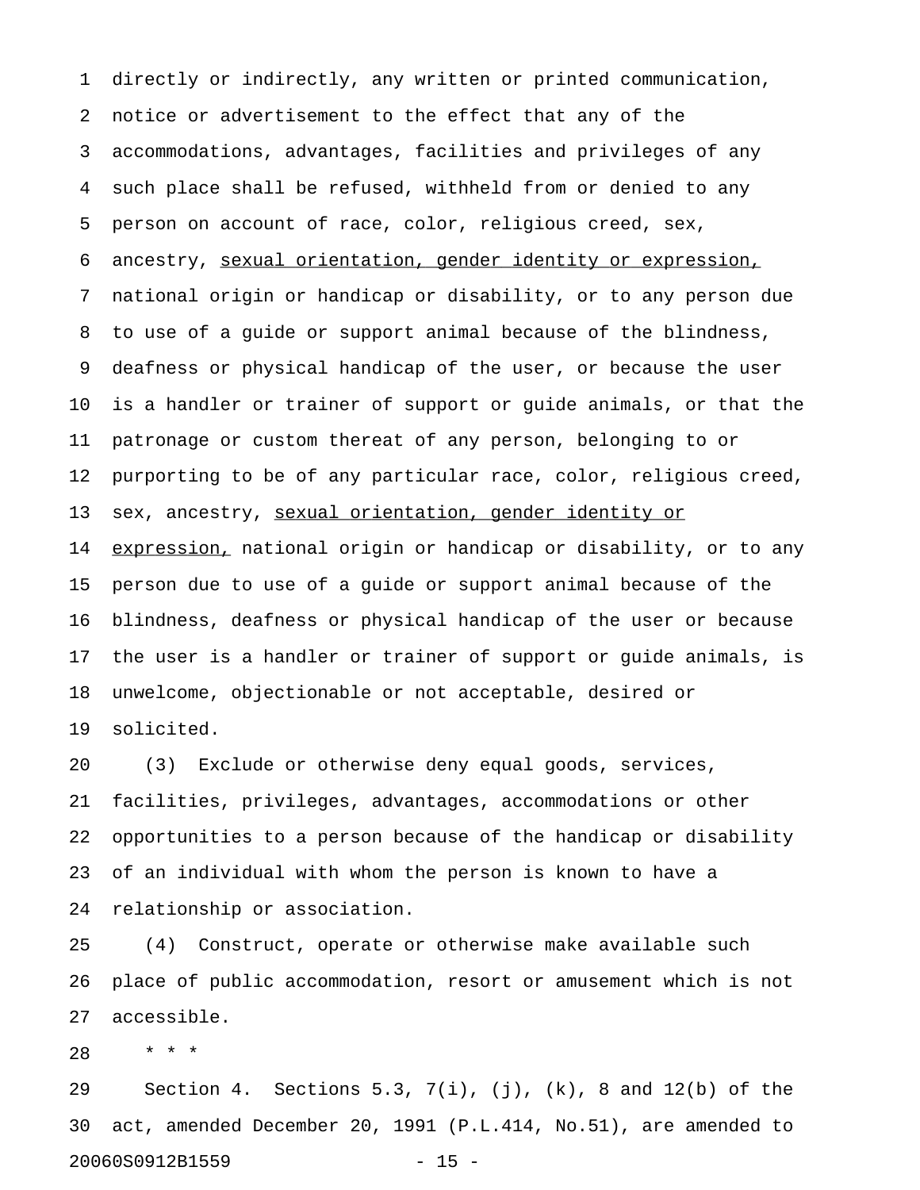directly or indirectly, any written or printed communication, notice or advertisement to the effect that any of the accommodations, advantages, facilities and privileges of any such place shall be refused, withheld from or denied to any person on account of race, color, religious creed, sex, ancestry, <u>sexual orientation, gender identity or expression,</u> national origin or handicap or disability, or to any person due to use of a guide or support animal because of the blindness, deafness or physical handicap of the user, or because the user is a handler or trainer of support or guide animals, or that the patronage or custom thereat of any person, belonging to or purporting to be of any particular race, color, religious creed, sex, ancestry, <u>sexual orientation, gender identity or expression,</u> national origin or handicap or disability, or to any person due to use of a guide or support animal because of the blindness, deafness or physical handicap of the user or because the user is a handler or trainer of support or guide animals, is unwelcome, objectionable or not acceptable, desired or solicited.

(3) Exclude or otherwise deny equal goods, services, facilities, privileges, advantages, accommodations or other opportunities to a person because of the handicap or disability of an individual with whom the person is known to have a relationship or association.

(4) Construct, operate or otherwise make available such place of public accommodation, resort or amusement which is not accessible.

\* \* \*

Section 4. Sections 5.3, 7(i), (j), (k), 8 and 12(b) of the act, amended December 20, 1991 (P.L.414, No.51), are amended to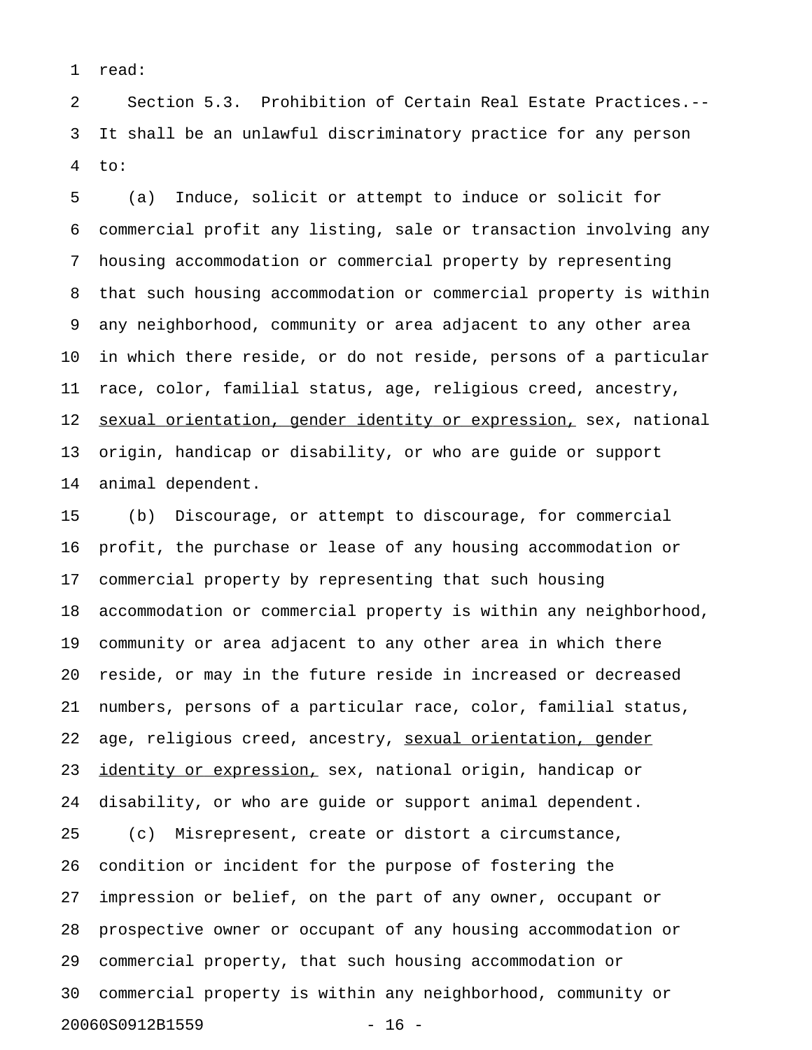read:

Section 5.3. Prohibition of Certain Real Estate Practices.--
It shall be an unlawful discriminatory practice for any person
to:

(a) Induce, solicit or attempt to induce or solicit for
commercial profit any listing, sale or transaction involving any
housing accommodation or commercial property by representing
that such housing accommodation or commercial property is within
any neighborhood, community or area adjacent to any other area
in which there reside, or do not reside, persons of a particular
race, color, familial status, age, religious creed, ancestry,
<u>sexual orientation, gender identity or expression,</u> sex, national
origin, handicap or disability, or who are guide or support
animal dependent.

(b) Discourage, or attempt to discourage, for commercial
profit, the purchase or lease of any housing accommodation or
commercial property by representing that such housing
accommodation or commercial property is within any neighborhood,
community or area adjacent to any other area in which there
reside, or may in the future reside in increased or decreased
numbers, persons of a particular race, color, familial status,
age, religious creed, ancestry, <u>sexual orientation, gender
identity or expression,</u> sex, national origin, handicap or
disability, or who are guide or support animal dependent.

(c) Misrepresent, create or distort a circumstance,
condition or incident for the purpose of fostering the
impression or belief, on the part of any owner, occupant or
prospective owner or occupant of any housing accommodation or
commercial property, that such housing accommodation or
commercial property is within any neighborhood, community or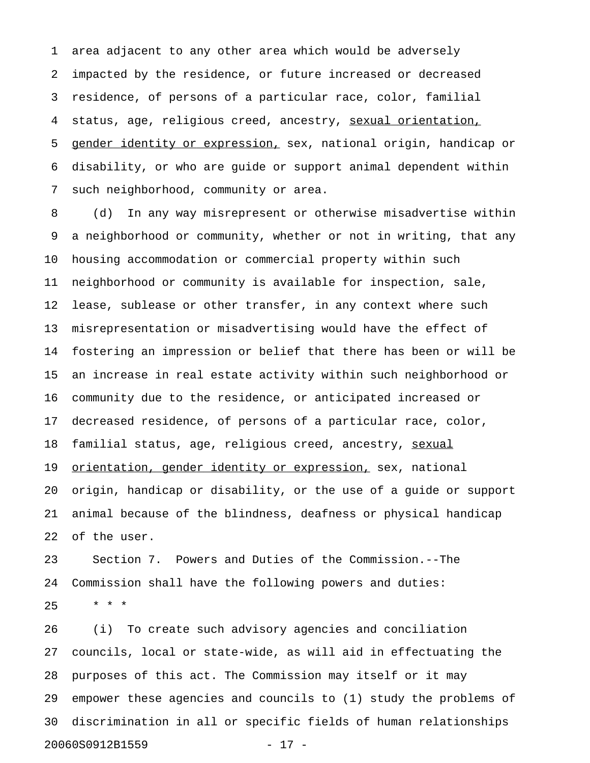area adjacent to any other area which would be adversely impacted by the residence, or future increased or decreased residence, of persons of a particular race, color, familial status, age, religious creed, ancestry, <u>sexual orientation, gender identity or expression,</u> sex, national origin, handicap or disability, or who are guide or support animal dependent within such neighborhood, community or area.

(d) In any way misrepresent or otherwise misadvertise within a neighborhood or community, whether or not in writing, that any housing accommodation or commercial property within such neighborhood or community is available for inspection, sale, lease, sublease or other transfer, in any context where such misrepresentation or misadvertising would have the effect of fostering an impression or belief that there has been or will be an increase in real estate activity within such neighborhood or community due to the residence, or anticipated increased or decreased residence, of persons of a particular race, color, familial status, age, religious creed, ancestry, <u>sexual orientation, gender identity or expression,</u> sex, national origin, handicap or disability, or the use of a guide or support animal because of the blindness, deafness or physical handicap of the user.

Section 7. Powers and Duties of the Commission.--The Commission shall have the following powers and duties:

\* \* \*

(i) To create such advisory agencies and conciliation councils, local or state-wide, as will aid in effectuating the purposes of this act. The Commission may itself or it may empower these agencies and councils to (1) study the problems of discrimination in all or specific fields of human relationships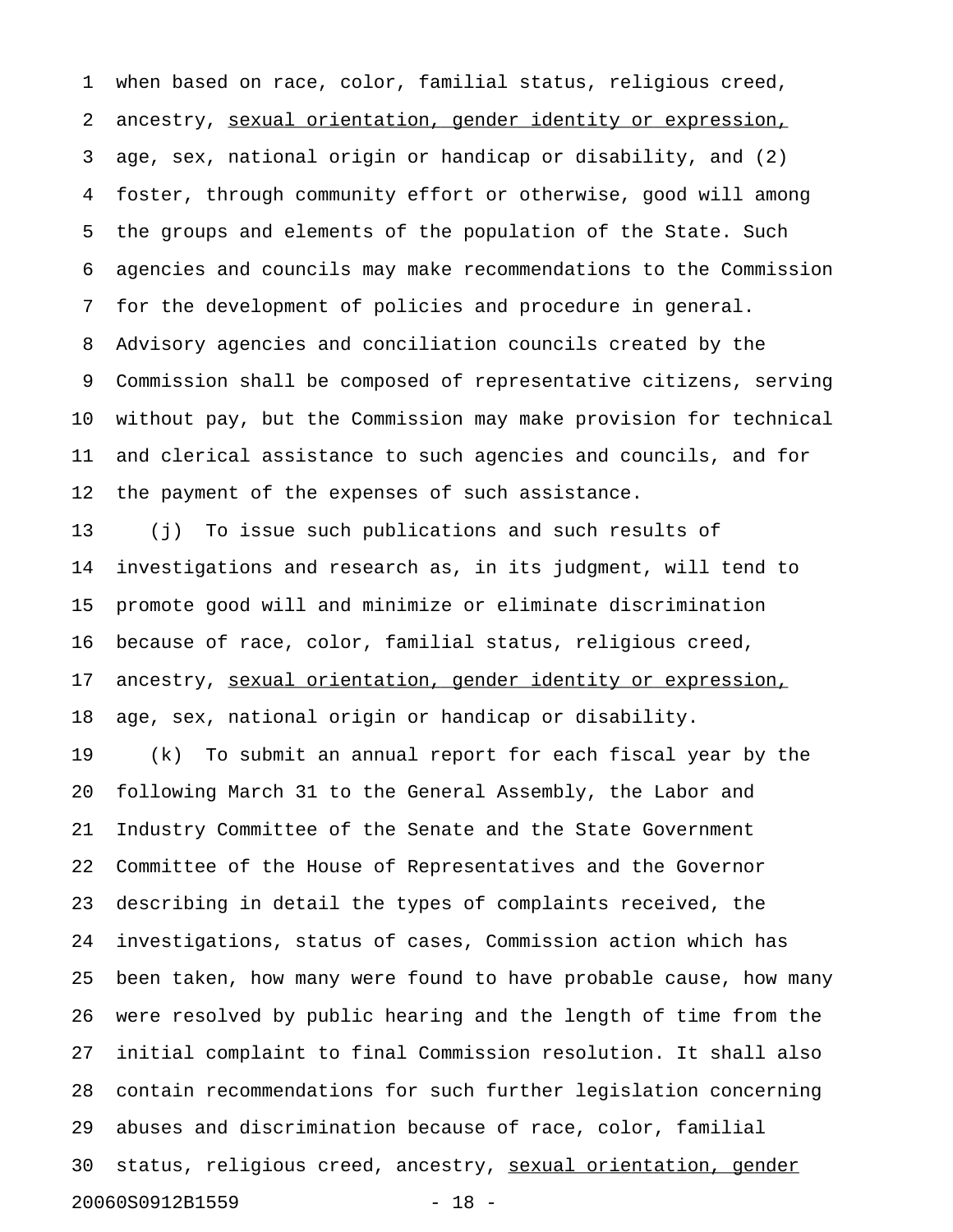when based on race, color, familial status, religious creed, ancestry, <u>sexual orientation, gender identity or expression,</u> age, sex, national origin or handicap or disability, and (2) foster, through community effort or otherwise, good will among the groups and elements of the population of the State. Such agencies and councils may make recommendations to the Commission for the development of policies and procedure in general. Advisory agencies and conciliation councils created by the Commission shall be composed of representative citizens, serving without pay, but the Commission may make provision for technical and clerical assistance to such agencies and councils, and for the payment of the expenses of such assistance.

(j) To issue such publications and such results of investigations and research as, in its judgment, will tend to promote good will and minimize or eliminate discrimination because of race, color, familial status, religious creed, ancestry, <u>sexual orientation, gender identity or expression,</u> age, sex, national origin or handicap or disability.

(k) To submit an annual report for each fiscal year by the following March 31 to the General Assembly, the Labor and Industry Committee of the Senate and the State Government Committee of the House of Representatives and the Governor describing in detail the types of complaints received, the investigations, status of cases, Commission action which has been taken, how many were found to have probable cause, how many were resolved by public hearing and the length of time from the initial complaint to final Commission resolution. It shall also contain recommendations for such further legislation concerning abuses and discrimination because of race, color, familial status, religious creed, ancestry, <u>sexual orientation, gender</u>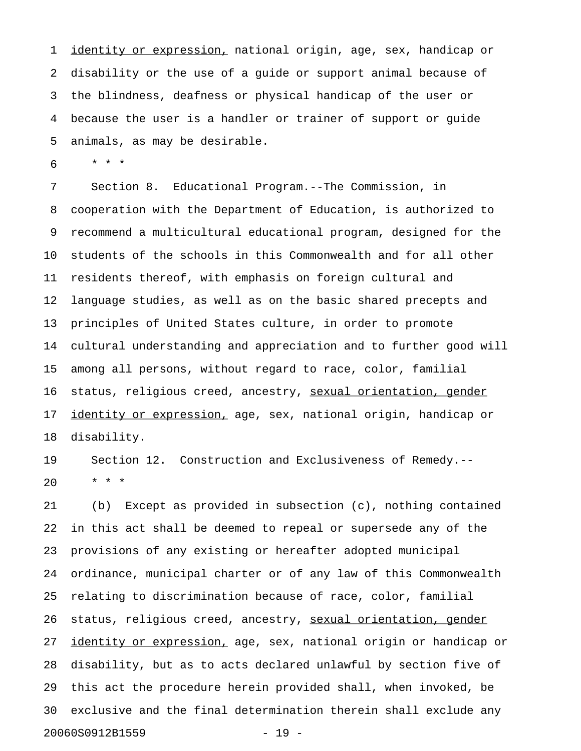identity or expression, national origin, age, sex, handicap or disability or the use of a guide or support animal because of the blindness, deafness or physical handicap of the user or because the user is a handler or trainer of support or guide animals, as may be desirable.

\* \* \*

Section 8. Educational Program.--The Commission, in cooperation with the Department of Education, is authorized to recommend a multicultural educational program, designed for the students of the schools in this Commonwealth and for all other residents thereof, with emphasis on foreign cultural and language studies, as well as on the basic shared precepts and principles of United States culture, in order to promote cultural understanding and appreciation and to further good will among all persons, without regard to race, color, familial status, religious creed, ancestry, sexual orientation, gender identity or expression, age, sex, national origin, handicap or disability.

Section 12. Construction and Exclusiveness of Remedy.--

\* \* \*

(b) Except as provided in subsection (c), nothing contained in this act shall be deemed to repeal or supersede any of the provisions of any existing or hereafter adopted municipal ordinance, municipal charter or of any law of this Commonwealth relating to discrimination because of race, color, familial status, religious creed, ancestry, sexual orientation, gender identity or expression, age, sex, national origin or handicap or disability, but as to acts declared unlawful by section five of this act the procedure herein provided shall, when invoked, be exclusive and the final determination therein shall exclude any

20060S0912B1559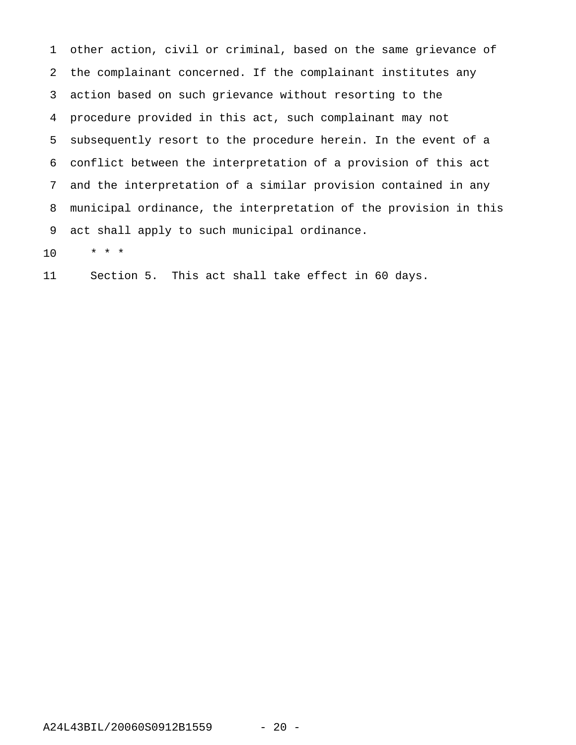other action, civil or criminal, based on the same grievance of the complainant concerned. If the complainant institutes any action based on such grievance without resorting to the procedure provided in this act, such complainant may not subsequently resort to the procedure herein. In the event of a conflict between the interpretation of a provision of this act and the interpretation of a similar provision contained in any municipal ordinance, the interpretation of the provision in this act shall apply to such municipal ordinance.

\* \* \*

Section 5. This act shall take effect in 60 days.